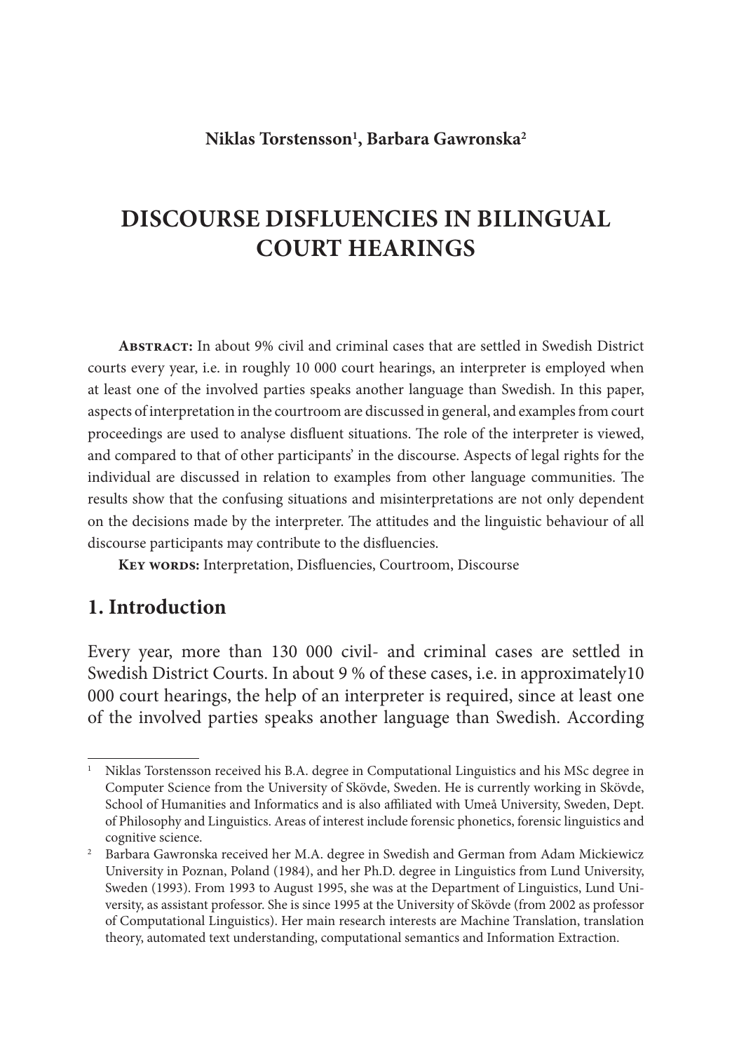**Niklas Torstensson[1], Barbara Gawronska[2]**

# DISCOURSE DISFLUENCIES IN BILINGUAL COURT HEARINGS

**Abstract:** In about 9% civil and criminal cases that are settled in Swedish District courts every year, i.e. in roughly 10 000 court hearings, an interpreter is employed when at least one of the involved parties speaks another language than Swedish. In this paper, aspects of interpretation in the courtroom are discussed in general, and examples from court proceedings are used to analyse disfluent situations. The role of the interpreter is viewed, and compared to that of other participants' in the discourse. Aspects of legal rights for the individual are discussed in relation to examples from other language communities. The results show that the confusing situations and misinterpretations are not only dependent on the decisions made by the interpreter. The attitudes and the linguistic behaviour of all discourse participants may contribute to the disfluencies.

**Key words:** Interpretation, Disfluencies, Courtroom, Discourse

## 1. Introduction

Every year, more than 130 000 civil- and criminal cases are settled in Swedish District Courts. In about 9 % of these cases, i.e. in approximately10 000 court hearings, the help of an interpreter is required, since at least one of the involved parties speaks another language than Swedish. According

---

[1] Niklas Torstensson received his B.A. degree in Computational Linguistics and his MSc degree in Computer Science from the University of Skövde, Sweden. He is currently working in Skövde, School of Humanities and Informatics and is also affiliated with Umeå University, Sweden, Dept. of Philosophy and Linguistics. Areas of interest include forensic phonetics, forensic linguistics and cognitive science.

[2] Barbara Gawronska received her M.A. degree in Swedish and German from Adam Mickiewicz University in Poznan, Poland (1984), and her Ph.D. degree in Linguistics from Lund University, Sweden (1993). From 1993 to August 1995, she was at the Department of Linguistics, Lund University, as assistant professor. She is since 1995 at the University of Skövde (from 2002 as professor of Computational Linguistics). Her main research interests are Machine Translation, translation theory, automated text understanding, computational semantics and Information Extraction.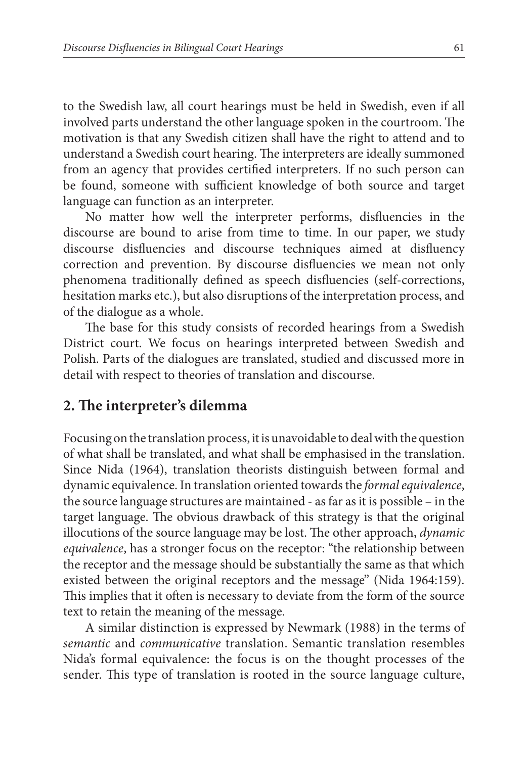to the Swedish law, all court hearings must be held in Swedish, even if all involved parts understand the other language spoken in the courtroom. The motivation is that any Swedish citizen shall have the right to attend and to understand a Swedish court hearing. The interpreters are ideally summoned from an agency that provides certified interpreters. If no such person can be found, someone with sufficient knowledge of both source and target language can function as an interpreter.

No matter how well the interpreter performs, disfluencies in the discourse are bound to arise from time to time. In our paper, we study discourse disfluencies and discourse techniques aimed at disfluency correction and prevention. By discourse disfluencies we mean not only phenomena traditionally defined as speech disfluencies (self-corrections, hesitation marks etc.), but also disruptions of the interpretation process, and of the dialogue as a whole.

The base for this study consists of recorded hearings from a Swedish District court. We focus on hearings interpreted between Swedish and Polish. Parts of the dialogues are translated, studied and discussed more in detail with respect to theories of translation and discourse.

## 2. The interpreter's dilemma

Focusing on the translation process, it is unavoidable to deal with the question of what shall be translated, and what shall be emphasised in the translation. Since Nida (1964), translation theorists distinguish between formal and dynamic equivalence. In translation oriented towards the *formal equivalence*, the source language structures are maintained - as far as it is possible – in the target language. The obvious drawback of this strategy is that the original illocutions of the source language may be lost. The other approach, *dynamic equivalence*, has a stronger focus on the receptor: "the relationship between the receptor and the message should be substantially the same as that which existed between the original receptors and the message" (Nida 1964:159). This implies that it often is necessary to deviate from the form of the source text to retain the meaning of the message.

A similar distinction is expressed by Newmark (1988) in the terms of *semantic* and *communicative* translation. Semantic translation resembles Nida's formal equivalence: the focus is on the thought processes of the sender. This type of translation is rooted in the source language culture,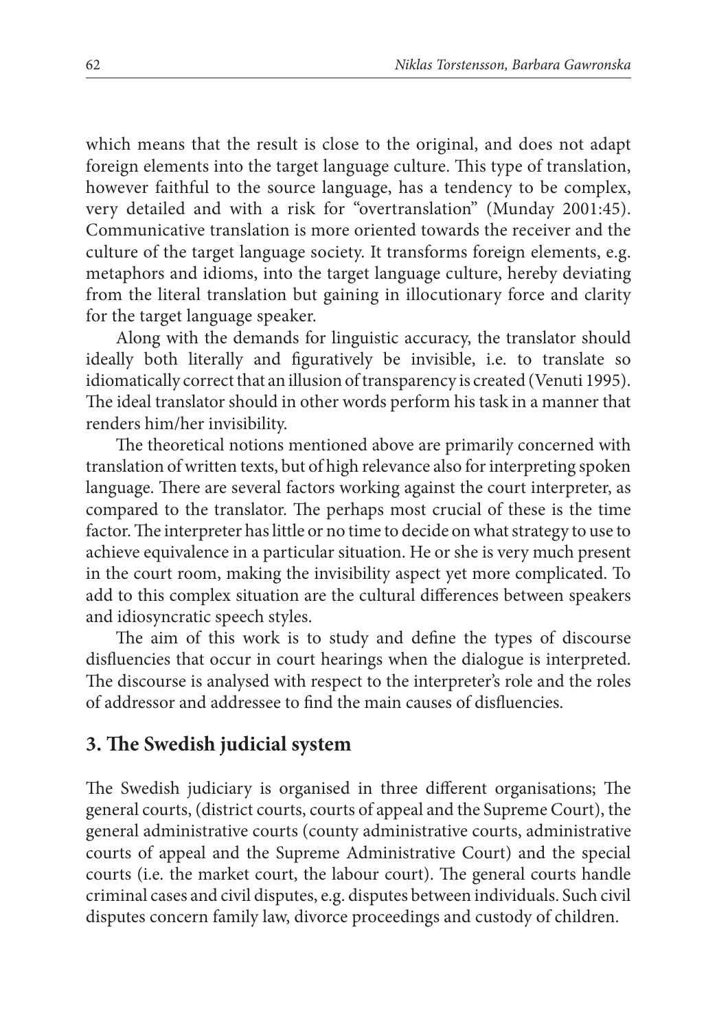which means that the result is close to the original, and does not adapt foreign elements into the target language culture. This type of translation, however faithful to the source language, has a tendency to be complex, very detailed and with a risk for "overtranslation" (Munday 2001:45). Communicative translation is more oriented towards the receiver and the culture of the target language society. It transforms foreign elements, e.g. metaphors and idioms, into the target language culture, hereby deviating from the literal translation but gaining in illocutionary force and clarity for the target language speaker.

Along with the demands for linguistic accuracy, the translator should ideally both literally and figuratively be invisible, i.e. to translate so idiomatically correct that an illusion of transparency is created (Venuti 1995). The ideal translator should in other words perform his task in a manner that renders him/her invisibility.

The theoretical notions mentioned above are primarily concerned with translation of written texts, but of high relevance also for interpreting spoken language. There are several factors working against the court interpreter, as compared to the translator. The perhaps most crucial of these is the time factor. The interpreter has little or no time to decide on what strategy to use to achieve equivalence in a particular situation. He or she is very much present in the court room, making the invisibility aspect yet more complicated. To add to this complex situation are the cultural differences between speakers and idiosyncratic speech styles.

The aim of this work is to study and define the types of discourse disfluencies that occur in court hearings when the dialogue is interpreted. The discourse is analysed with respect to the interpreter's role and the roles of addressor and addressee to find the main causes of disfluencies.

## 3. The Swedish judicial system

The Swedish judiciary is organised in three different organisations; The general courts, (district courts, courts of appeal and the Supreme Court), the general administrative courts (county administrative courts, administrative courts of appeal and the Supreme Administrative Court) and the special courts (i.e. the market court, the labour court). The general courts handle criminal cases and civil disputes, e.g. disputes between individuals. Such civil disputes concern family law, divorce proceedings and custody of children.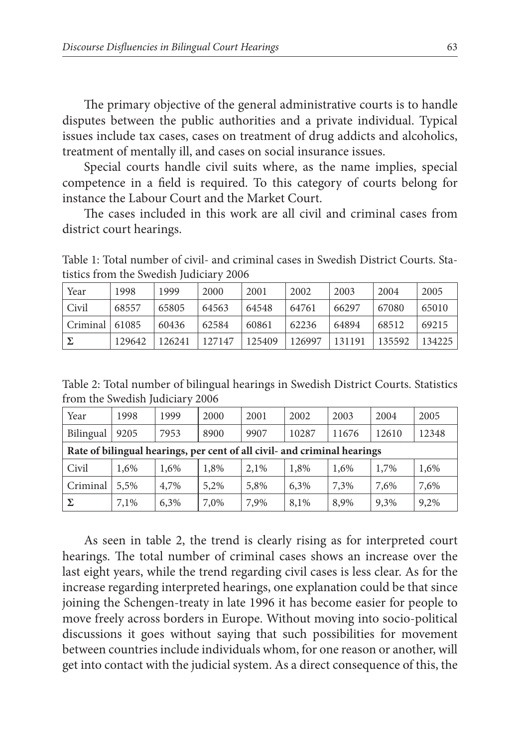The primary objective of the general administrative courts is to handle disputes between the public authorities and a private individual. Typical issues include tax cases, cases on treatment of drug addicts and alcoholics, treatment of mentally ill, and cases on social insurance issues.

Special courts handle civil suits where, as the name implies, special competence in a field is required. To this category of courts belong for instance the Labour Court and the Market Court.

The cases included in this work are all civil and criminal cases from district court hearings.

Table 1: Total number of civil- and criminal cases in Swedish District Courts. Statistics from the Swedish Judiciary 2006

| Year | 1998 | 1999 | 2000 | 2001 | 2002 | 2003 | 2004 | 2005 |
|---|---|---|---|---|---|---|---|---|
| Civil | 68557 | 65805 | 64563 | 64548 | 64761 | 66297 | 67080 | 65010 |
| Criminal | 61085 | 60436 | 62584 | 60861 | 62236 | 64894 | 68512 | 69215 |
| Σ | 129642 | 126241 | 127147 | 125409 | 126997 | 131191 | 135592 | 134225 |

Table 2: Total number of bilingual hearings in Swedish District Courts. Statistics from the Swedish Judiciary 2006

| Year | 1998 | 1999 | 2000 | 2001 | 2002 | 2003 | 2004 | 2005 |
|---|---|---|---|---|---|---|---|---|
| Bilingual | 9205 | 7953 | 8900 | 9907 | 10287 | 11676 | 12610 | 12348 |
| **Rate of bilingual hearings, per cent of all civil- and criminal hearings** | | | | | | | | |
| Civil | 1,6% | 1,6% | 1,8% | 2,1% | 1,8% | 1,6% | 1,7% | 1,6% |
| Criminal | 5,5% | 4,7% | 5,2% | 5,8% | 6,3% | 7,3% | 7,6% | 7,6% |
| Σ | 7,1% | 6,3% | 7,0% | 7,9% | 8,1% | 8,9% | 9,3% | 9,2% |

As seen in table 2, the trend is clearly rising as for interpreted court hearings. The total number of criminal cases shows an increase over the last eight years, while the trend regarding civil cases is less clear. As for the increase regarding interpreted hearings, one explanation could be that since joining the Schengen-treaty in late 1996 it has become easier for people to move freely across borders in Europe. Without moving into socio-political discussions it goes without saying that such possibilities for movement between countries include individuals whom, for one reason or another, will get into contact with the judicial system. As a direct consequence of this, the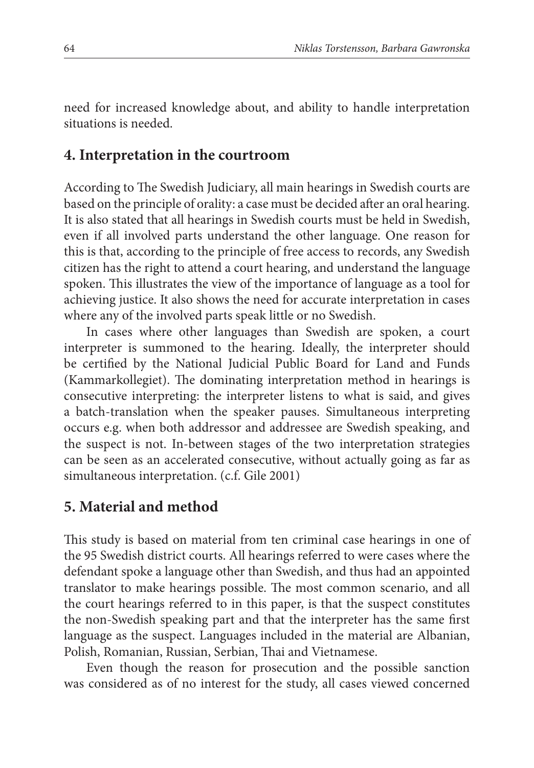need for increased knowledge about, and ability to handle interpretation situations is needed.

## 4. Interpretation in the courtroom

According to The Swedish Judiciary, all main hearings in Swedish courts are based on the principle of orality: a case must be decided after an oral hearing. It is also stated that all hearings in Swedish courts must be held in Swedish, even if all involved parts understand the other language. One reason for this is that, according to the principle of free access to records, any Swedish citizen has the right to attend a court hearing, and understand the language spoken. This illustrates the view of the importance of language as a tool for achieving justice. It also shows the need for accurate interpretation in cases where any of the involved parts speak little or no Swedish.

In cases where other languages than Swedish are spoken, a court interpreter is summoned to the hearing. Ideally, the interpreter should be certified by the National Judicial Public Board for Land and Funds (Kammarkollegiet). The dominating interpretation method in hearings is consecutive interpreting: the interpreter listens to what is said, and gives a batch-translation when the speaker pauses. Simultaneous interpreting occurs e.g. when both addressor and addressee are Swedish speaking, and the suspect is not. In-between stages of the two interpretation strategies can be seen as an accelerated consecutive, without actually going as far as simultaneous interpretation. (c.f. Gile 2001)

## 5. Material and method

This study is based on material from ten criminal case hearings in one of the 95 Swedish district courts. All hearings referred to were cases where the defendant spoke a language other than Swedish, and thus had an appointed translator to make hearings possible. The most common scenario, and all the court hearings referred to in this paper, is that the suspect constitutes the non-Swedish speaking part and that the interpreter has the same first language as the suspect. Languages included in the material are Albanian, Polish, Romanian, Russian, Serbian, Thai and Vietnamese.

Even though the reason for prosecution and the possible sanction was considered as of no interest for the study, all cases viewed concerned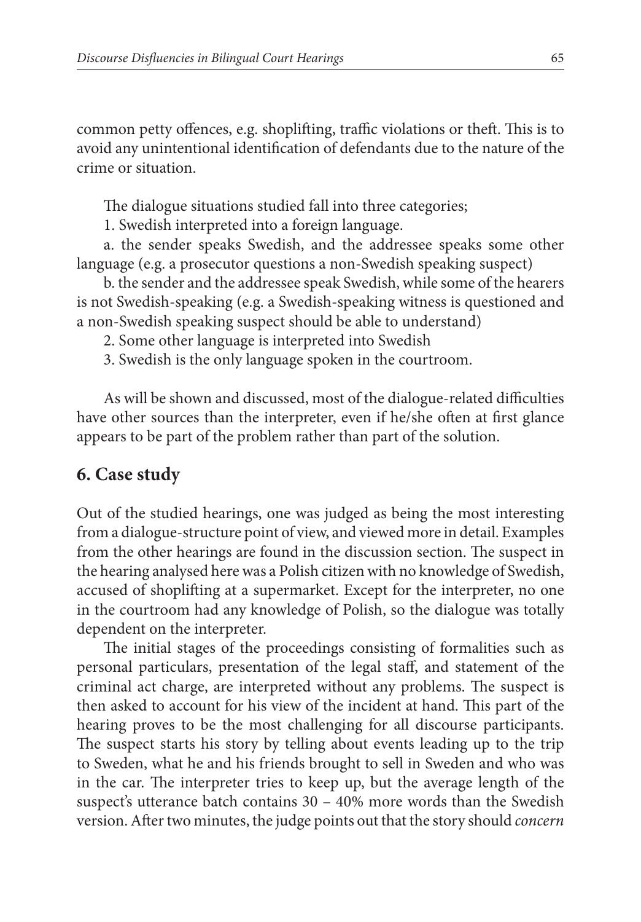common petty offences, e.g. shoplifting, traffic violations or theft. This is to avoid any unintentional identification of defendants due to the nature of the crime or situation.

The dialogue situations studied fall into three categories;

1. Swedish interpreted into a foreign language.

a. the sender speaks Swedish, and the addressee speaks some other language (e.g. a prosecutor questions a non-Swedish speaking suspect)

b. the sender and the addressee speak Swedish, while some of the hearers is not Swedish-speaking (e.g. a Swedish-speaking witness is questioned and a non-Swedish speaking suspect should be able to understand)

2. Some other language is interpreted into Swedish

3. Swedish is the only language spoken in the courtroom.

As will be shown and discussed, most of the dialogue-related difficulties have other sources than the interpreter, even if he/she often at first glance appears to be part of the problem rather than part of the solution.

## 6. Case study

Out of the studied hearings, one was judged as being the most interesting from a dialogue-structure point of view, and viewed more in detail. Examples from the other hearings are found in the discussion section. The suspect in the hearing analysed here was a Polish citizen with no knowledge of Swedish, accused of shoplifting at a supermarket. Except for the interpreter, no one in the courtroom had any knowledge of Polish, so the dialogue was totally dependent on the interpreter.

The initial stages of the proceedings consisting of formalities such as personal particulars, presentation of the legal staff, and statement of the criminal act charge, are interpreted without any problems. The suspect is then asked to account for his view of the incident at hand. This part of the hearing proves to be the most challenging for all discourse participants. The suspect starts his story by telling about events leading up to the trip to Sweden, what he and his friends brought to sell in Sweden and who was in the car. The interpreter tries to keep up, but the average length of the suspect's utterance batch contains 30 – 40% more words than the Swedish version. After two minutes, the judge points out that the story should *concern*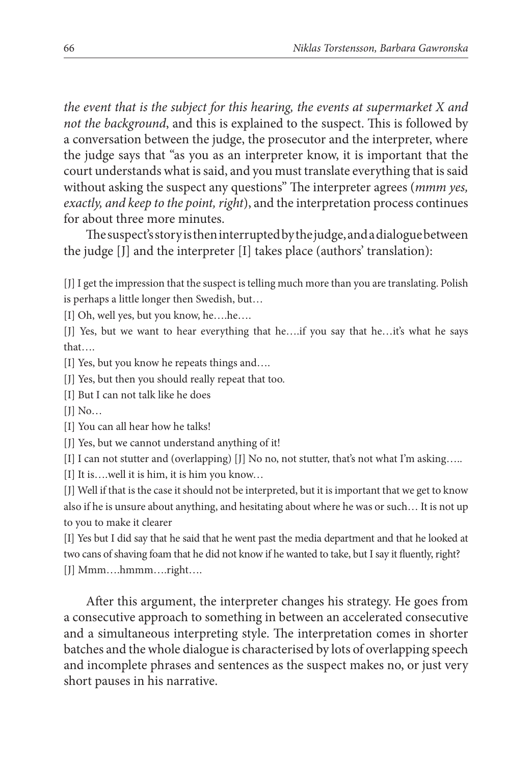*the event that is the subject for this hearing, the events at supermarket X and not the background*, and this is explained to the suspect. This is followed by a conversation between the judge, the prosecutor and the interpreter, where the judge says that "as you as an interpreter know, it is important that the court understands what is said, and you must translate everything that is said without asking the suspect any questions" The interpreter agrees (*mmm yes, exactly, and keep to the point, right*), and the interpretation process continues for about three more minutes.

The suspect's story is then interrupted by the judge, and a dialogue between the judge [J] and the interpreter [I] takes place (authors' translation):

[J] I get the impression that the suspect is telling much more than you are translating. Polish is perhaps a little longer then Swedish, but…

[I] Oh, well yes, but you know, he….he….

[J] Yes, but we want to hear everything that he….if you say that he…it's what he says that….

[I] Yes, but you know he repeats things and….

[J] Yes, but then you should really repeat that too.

[I] But I can not talk like he does

[J] No…

[I] You can all hear how he talks!

[J] Yes, but we cannot understand anything of it!

[I] I can not stutter and (overlapping) [J] No no, not stutter, that's not what I'm asking…..

[I] It is….well it is him, it is him you know…

[J] Well if that is the case it should not be interpreted, but it is important that we get to know also if he is unsure about anything, and hesitating about where he was or such… It is not up to you to make it clearer

[I] Yes but I did say that he said that he went past the media department and that he looked at two cans of shaving foam that he did not know if he wanted to take, but I say it fluently, right?

[J] Mmm….hmmm….right….

After this argument, the interpreter changes his strategy. He goes from a consecutive approach to something in between an accelerated consecutive and a simultaneous interpreting style. The interpretation comes in shorter batches and the whole dialogue is characterised by lots of overlapping speech and incomplete phrases and sentences as the suspect makes no, or just very short pauses in his narrative.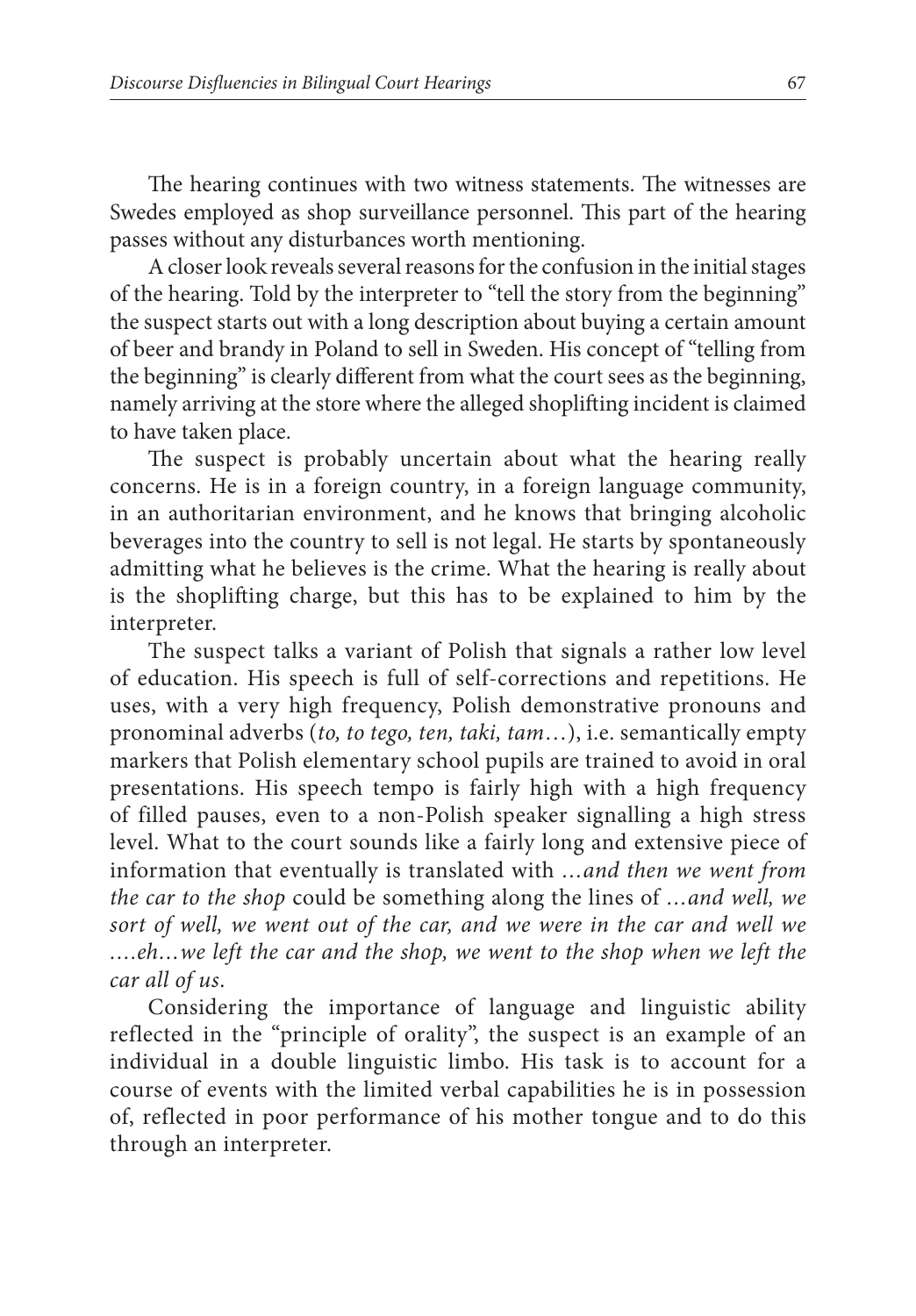The hearing continues with two witness statements. The witnesses are Swedes employed as shop surveillance personnel. This part of the hearing passes without any disturbances worth mentioning.

A closer look reveals several reasons for the confusion in the initial stages of the hearing. Told by the interpreter to "tell the story from the beginning" the suspect starts out with a long description about buying a certain amount of beer and brandy in Poland to sell in Sweden. His concept of "telling from the beginning" is clearly different from what the court sees as the beginning, namely arriving at the store where the alleged shoplifting incident is claimed to have taken place.

The suspect is probably uncertain about what the hearing really concerns. He is in a foreign country, in a foreign language community, in an authoritarian environment, and he knows that bringing alcoholic beverages into the country to sell is not legal. He starts by spontaneously admitting what he believes is the crime. What the hearing is really about is the shoplifting charge, but this has to be explained to him by the interpreter.

The suspect talks a variant of Polish that signals a rather low level of education. His speech is full of self-corrections and repetitions. He uses, with a very high frequency, Polish demonstrative pronouns and pronominal adverbs (*to, to tego, ten, taki, tam*…), i.e. semantically empty markers that Polish elementary school pupils are trained to avoid in oral presentations. His speech tempo is fairly high with a high frequency of filled pauses, even to a non-Polish speaker signalling a high stress level. What to the court sounds like a fairly long and extensive piece of information that eventually is translated with *…and then we went from the car to the shop* could be something along the lines of *…and well, we sort of well, we went out of the car, and we were in the car and well we ….eh…we left the car and the shop, we went to the shop when we left the car all of us*.

Considering the importance of language and linguistic ability reflected in the "principle of orality", the suspect is an example of an individual in a double linguistic limbo. His task is to account for a course of events with the limited verbal capabilities he is in possession of, reflected in poor performance of his mother tongue and to do this through an interpreter.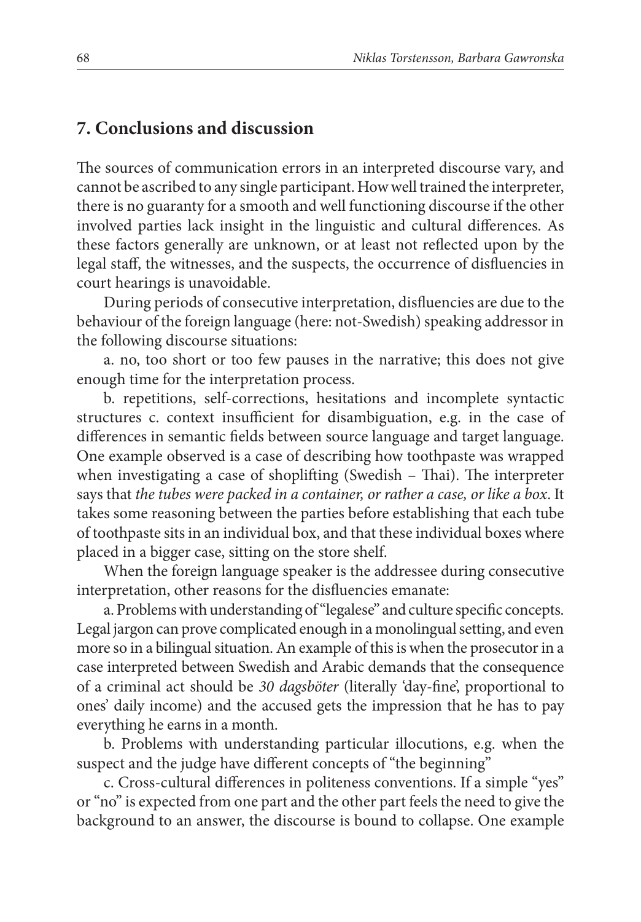## 7. Conclusions and discussion

The sources of communication errors in an interpreted discourse vary, and cannot be ascribed to any single participant. How well trained the interpreter, there is no guaranty for a smooth and well functioning discourse if the other involved parties lack insight in the linguistic and cultural differences. As these factors generally are unknown, or at least not reflected upon by the legal staff, the witnesses, and the suspects, the occurrence of disfluencies in court hearings is unavoidable.

During periods of consecutive interpretation, disfluencies are due to the behaviour of the foreign language (here: not-Swedish) speaking addressor in the following discourse situations:

a. no, too short or too few pauses in the narrative; this does not give enough time for the interpretation process.

b. repetitions, self-corrections, hesitations and incomplete syntactic structures c. context insufficient for disambiguation, e.g. in the case of differences in semantic fields between source language and target language. One example observed is a case of describing how toothpaste was wrapped when investigating a case of shoplifting (Swedish – Thai). The interpreter says that *the tubes were packed in a container, or rather a case, or like a box*. It takes some reasoning between the parties before establishing that each tube of toothpaste sits in an individual box, and that these individual boxes where placed in a bigger case, sitting on the store shelf.

When the foreign language speaker is the addressee during consecutive interpretation, other reasons for the disfluencies emanate:

a. Problems with understanding of "legalese" and culture specific concepts. Legal jargon can prove complicated enough in a monolingual setting, and even more so in a bilingual situation. An example of this is when the prosecutor in a case interpreted between Swedish and Arabic demands that the consequence of a criminal act should be *30 dagsböter* (literally 'day-fine', proportional to ones' daily income) and the accused gets the impression that he has to pay everything he earns in a month.

b. Problems with understanding particular illocutions, e.g. when the suspect and the judge have different concepts of "the beginning"

c. Cross-cultural differences in politeness conventions. If a simple "yes" or "no" is expected from one part and the other part feels the need to give the background to an answer, the discourse is bound to collapse. One example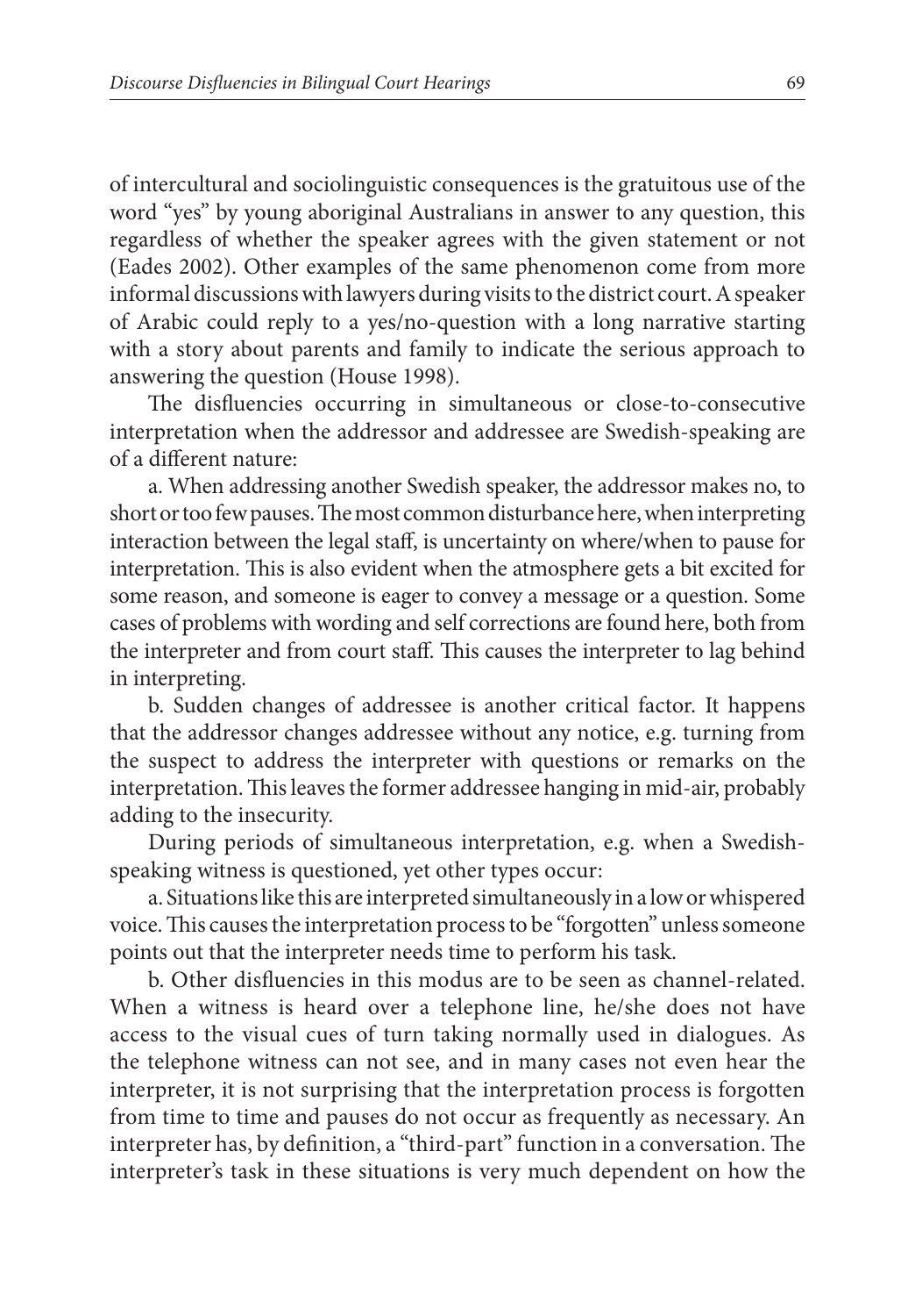of intercultural and sociolinguistic consequences is the gratuitous use of the word "yes" by young aboriginal Australians in answer to any question, this regardless of whether the speaker agrees with the given statement or not (Eades 2002). Other examples of the same phenomenon come from more informal discussions with lawyers during visits to the district court. A speaker of Arabic could reply to a yes/no-question with a long narrative starting with a story about parents and family to indicate the serious approach to answering the question (House 1998).

The disfluencies occurring in simultaneous or close-to-consecutive interpretation when the addressor and addressee are Swedish-speaking are of a different nature:

a. When addressing another Swedish speaker, the addressor makes no, to short or too few pauses. The most common disturbance here, when interpreting interaction between the legal staff, is uncertainty on where/when to pause for interpretation. This is also evident when the atmosphere gets a bit excited for some reason, and someone is eager to convey a message or a question. Some cases of problems with wording and self corrections are found here, both from the interpreter and from court staff. This causes the interpreter to lag behind in interpreting.

b. Sudden changes of addressee is another critical factor. It happens that the addressor changes addressee without any notice, e.g. turning from the suspect to address the interpreter with questions or remarks on the interpretation. This leaves the former addressee hanging in mid-air, probably adding to the insecurity.

During periods of simultaneous interpretation, e.g. when a Swedish-speaking witness is questioned, yet other types occur:

a. Situations like this are interpreted simultaneously in a low or whispered voice. This causes the interpretation process to be "forgotten" unless someone points out that the interpreter needs time to perform his task.

b. Other disfluencies in this modus are to be seen as channel-related. When a witness is heard over a telephone line, he/she does not have access to the visual cues of turn taking normally used in dialogues. As the telephone witness can not see, and in many cases not even hear the interpreter, it is not surprising that the interpretation process is forgotten from time to time and pauses do not occur as frequently as necessary. An interpreter has, by definition, a "third-part" function in a conversation. The interpreter's task in these situations is very much dependent on how the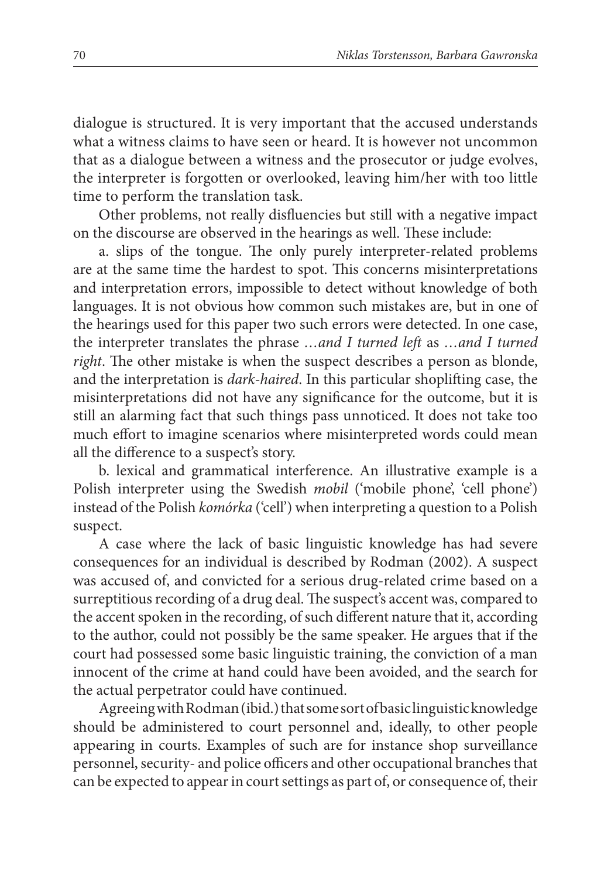dialogue is structured. It is very important that the accused understands what a witness claims to have seen or heard. It is however not uncommon that as a dialogue between a witness and the prosecutor or judge evolves, the interpreter is forgotten or overlooked, leaving him/her with too little time to perform the translation task.

Other problems, not really disfluencies but still with a negative impact on the discourse are observed in the hearings as well. These include:

a. slips of the tongue. The only purely interpreter-related problems are at the same time the hardest to spot. This concerns misinterpretations and interpretation errors, impossible to detect without knowledge of both languages. It is not obvious how common such mistakes are, but in one of the hearings used for this paper two such errors were detected. In one case, the interpreter translates the phrase *…and I turned left* as *…and I turned right*. The other mistake is when the suspect describes a person as blonde, and the interpretation is *dark-haired*. In this particular shoplifting case, the misinterpretations did not have any significance for the outcome, but it is still an alarming fact that such things pass unnoticed. It does not take too much effort to imagine scenarios where misinterpreted words could mean all the difference to a suspect's story.

b. lexical and grammatical interference. An illustrative example is a Polish interpreter using the Swedish *mobil* ('mobile phone', 'cell phone') instead of the Polish *komórka* ('cell') when interpreting a question to a Polish suspect.

A case where the lack of basic linguistic knowledge has had severe consequences for an individual is described by Rodman (2002). A suspect was accused of, and convicted for a serious drug-related crime based on a surreptitious recording of a drug deal. The suspect's accent was, compared to the accent spoken in the recording, of such different nature that it, according to the author, could not possibly be the same speaker. He argues that if the court had possessed some basic linguistic training, the conviction of a man innocent of the crime at hand could have been avoided, and the search for the actual perpetrator could have continued.

Agreeing with Rodman (ibid.) that some sort of basic linguistic knowledge should be administered to court personnel and, ideally, to other people appearing in courts. Examples of such are for instance shop surveillance personnel, security- and police officers and other occupational branches that can be expected to appear in court settings as part of, or consequence of, their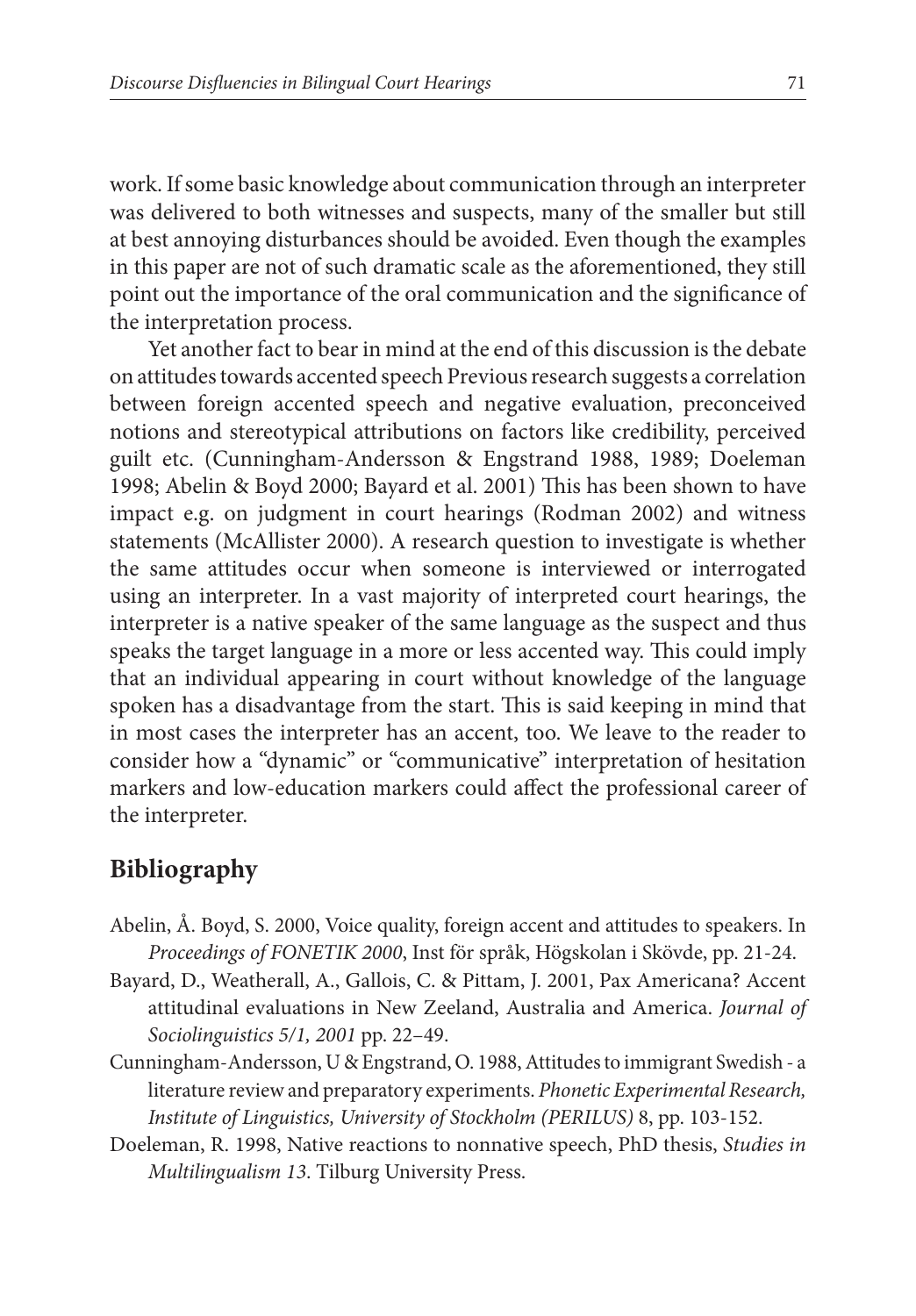work. If some basic knowledge about communication through an interpreter was delivered to both witnesses and suspects, many of the smaller but still at best annoying disturbances should be avoided. Even though the examples in this paper are not of such dramatic scale as the aforementioned, they still point out the importance of the oral communication and the significance of the interpretation process.

Yet another fact to bear in mind at the end of this discussion is the debate on attitudes towards accented speech Previous research suggests a correlation between foreign accented speech and negative evaluation, preconceived notions and stereotypical attributions on factors like credibility, perceived guilt etc. (Cunningham-Andersson & Engstrand 1988, 1989; Doeleman 1998; Abelin & Boyd 2000; Bayard et al. 2001) This has been shown to have impact e.g. on judgment in court hearings (Rodman 2002) and witness statements (McAllister 2000). A research question to investigate is whether the same attitudes occur when someone is interviewed or interrogated using an interpreter. In a vast majority of interpreted court hearings, the interpreter is a native speaker of the same language as the suspect and thus speaks the target language in a more or less accented way. This could imply that an individual appearing in court without knowledge of the language spoken has a disadvantage from the start. This is said keeping in mind that in most cases the interpreter has an accent, too. We leave to the reader to consider how a "dynamic" or "communicative" interpretation of hesitation markers and low-education markers could affect the professional career of the interpreter.

## Bibliography

Abelin, Å. Boyd, S. 2000, Voice quality, foreign accent and attitudes to speakers. In *Proceedings of FONETIK 2000*, Inst för språk, Högskolan i Skövde, pp. 21-24.

Bayard, D., Weatherall, A., Gallois, C. & Pittam, J. 2001, Pax Americana? Accent attitudinal evaluations in New Zeeland, Australia and America. *Journal of Sociolinguistics 5/1, 2001* pp. 22–49.

Cunningham-Andersson, U & Engstrand, O. 1988, Attitudes to immigrant Swedish - a literature review and preparatory experiments. *Phonetic Experimental Research, Institute of Linguistics, University of Stockholm (PERILUS)* 8, pp. 103-152.

Doeleman, R. 1998, Native reactions to nonnative speech, PhD thesis, *Studies in Multilingualism 13*. Tilburg University Press.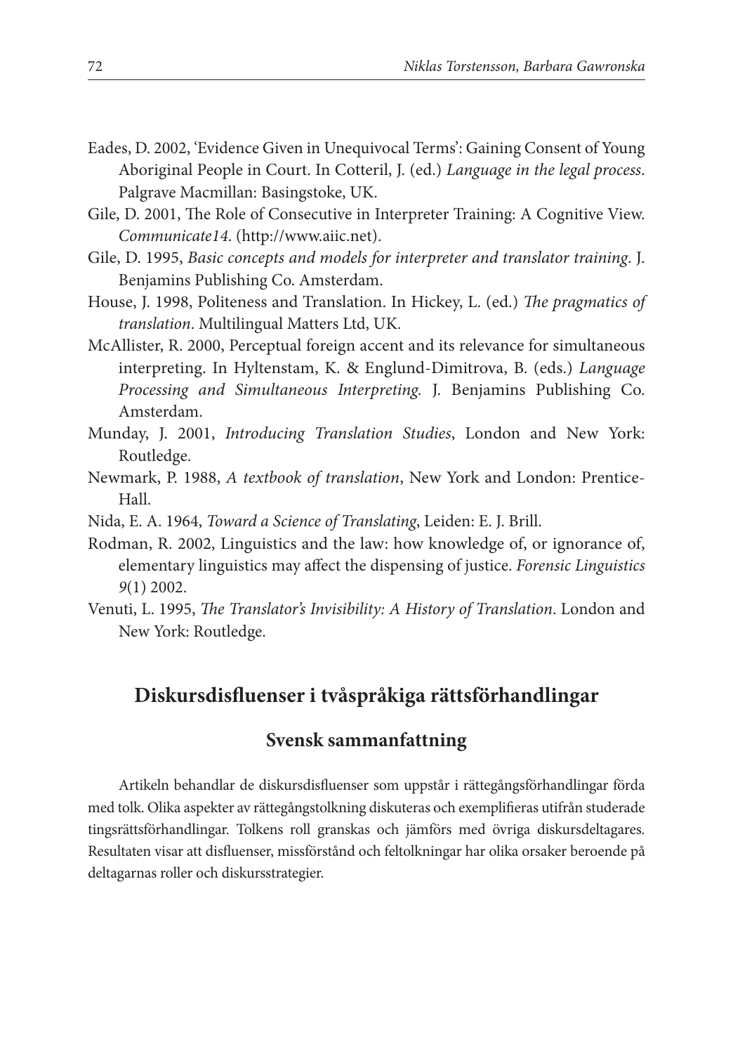Eades, D. 2002, 'Evidence Given in Unequivocal Terms': Gaining Consent of Young Aboriginal People in Court. In Cotteril, J. (ed.) *Language in the legal process*. Palgrave Macmillan: Basingstoke, UK.

Gile, D. 2001, The Role of Consecutive in Interpreter Training: A Cognitive View. *Communicate14*. (http://www.aiic.net).

Gile, D. 1995, *Basic concepts and models for interpreter and translator training*. J. Benjamins Publishing Co. Amsterdam.

House, J. 1998, Politeness and Translation. In Hickey, L. (ed.) *The pragmatics of translation*. Multilingual Matters Ltd, UK.

McAllister, R. 2000, Perceptual foreign accent and its relevance for simultaneous interpreting. In Hyltenstam, K. & Englund-Dimitrova, B. (eds.) *Language Processing and Simultaneous Interpreting.* J. Benjamins Publishing Co. Amsterdam.

Munday, J. 2001, *Introducing Translation Studies*, London and New York: Routledge.

Newmark, P. 1988, *A textbook of translation*, New York and London: Prentice-Hall.

Nida, E. A. 1964, *Toward a Science of Translating*, Leiden: E. J. Brill.

Rodman, R. 2002, Linguistics and the law: how knowledge of, or ignorance of, elementary linguistics may affect the dispensing of justice. *Forensic Linguistics 9*(1) 2002.

Venuti, L. 1995, *The Translator's Invisibility: A History of Translation*. London and New York: Routledge.

## Diskursdisfluenser i tvåspråkiga rättsförhandlingar

### Svensk sammanfattning

Artikeln behandlar de diskursdisfluenser som uppstår i rättegångsförhandlingar förda med tolk. Olika aspekter av rättegångstolkning diskuteras och exemplifieras utifrån studerade tingsrättsförhandlingar. Tolkens roll granskas och jämförs med övriga diskursdeltagares. Resultaten visar att disfluenser, missförstånd och feltolkningar har olika orsaker beroende på deltagarnas roller och diskursstrategier.